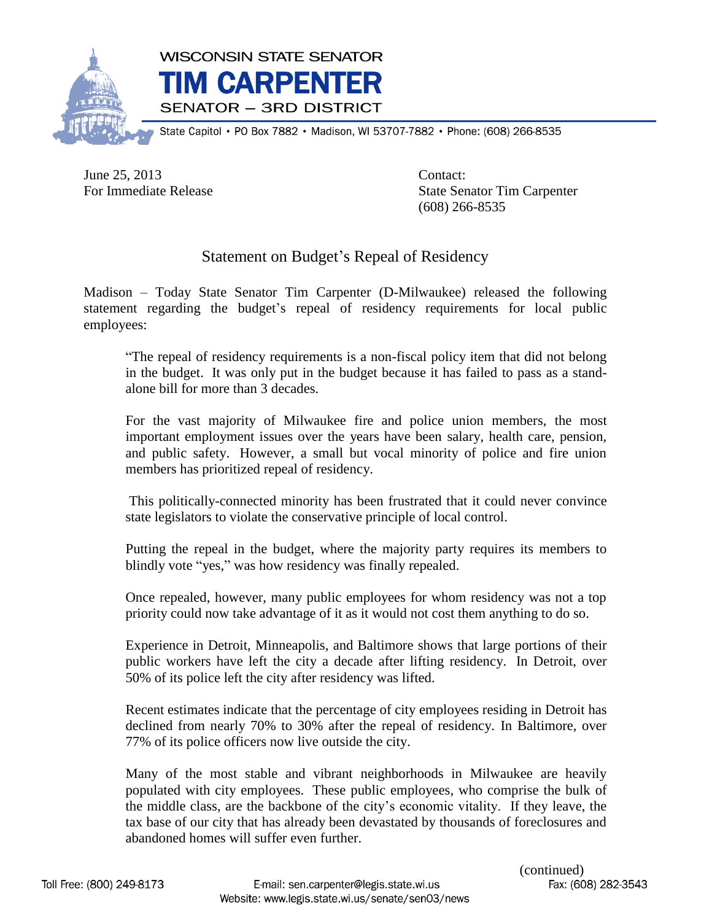**WISCONSIN STATE SENATOR**
# TIM CARPENTER
**SENATOR – 3RD DISTRICT**

State Capitol • PO Box 7882 • Madison, WI 53707-7882 • Phone: (608) 266-8535

June 25, 2013
For Immediate Release

Contact:
State Senator Tim Carpenter
(608) 266-8535

## Statement on Budget's Repeal of Residency

Madison – Today State Senator Tim Carpenter (D-Milwaukee) released the following statement regarding the budget's repeal of residency requirements for local public employees:

> "The repeal of residency requirements is a non-fiscal policy item that did not belong in the budget. It was only put in the budget because it has failed to pass as a stand-alone bill for more than 3 decades.
>
> For the vast majority of Milwaukee fire and police union members, the most important employment issues over the years have been salary, health care, pension, and public safety. However, a small but vocal minority of police and fire union members has prioritized repeal of residency.
>
> This politically-connected minority has been frustrated that it could never convince state legislators to violate the conservative principle of local control.
>
> Putting the repeal in the budget, where the majority party requires its members to blindly vote "yes," was how residency was finally repealed.
>
> Once repealed, however, many public employees for whom residency was not a top priority could now take advantage of it as it would not cost them anything to do so.
>
> Experience in Detroit, Minneapolis, and Baltimore shows that large portions of their public workers have left the city a decade after lifting residency. In Detroit, over 50% of its police left the city after residency was lifted.
>
> Recent estimates indicate that the percentage of city employees residing in Detroit has declined from nearly 70% to 30% after the repeal of residency. In Baltimore, over 77% of its police officers now live outside the city.
>
> Many of the most stable and vibrant neighborhoods in Milwaukee are heavily populated with city employees. These public employees, who comprise the bulk of the middle class, are the backbone of the city's economic vitality. If they leave, the tax base of our city that has already been devastated by thousands of foreclosures and abandoned homes will suffer even further.

(continued)

Toll Free: (800) 249-8173 E-mail: sen.carpenter@legis.state.wi.us Fax: (608) 282-3543
Website: www.legis.state.wi.us/senate/sen03/news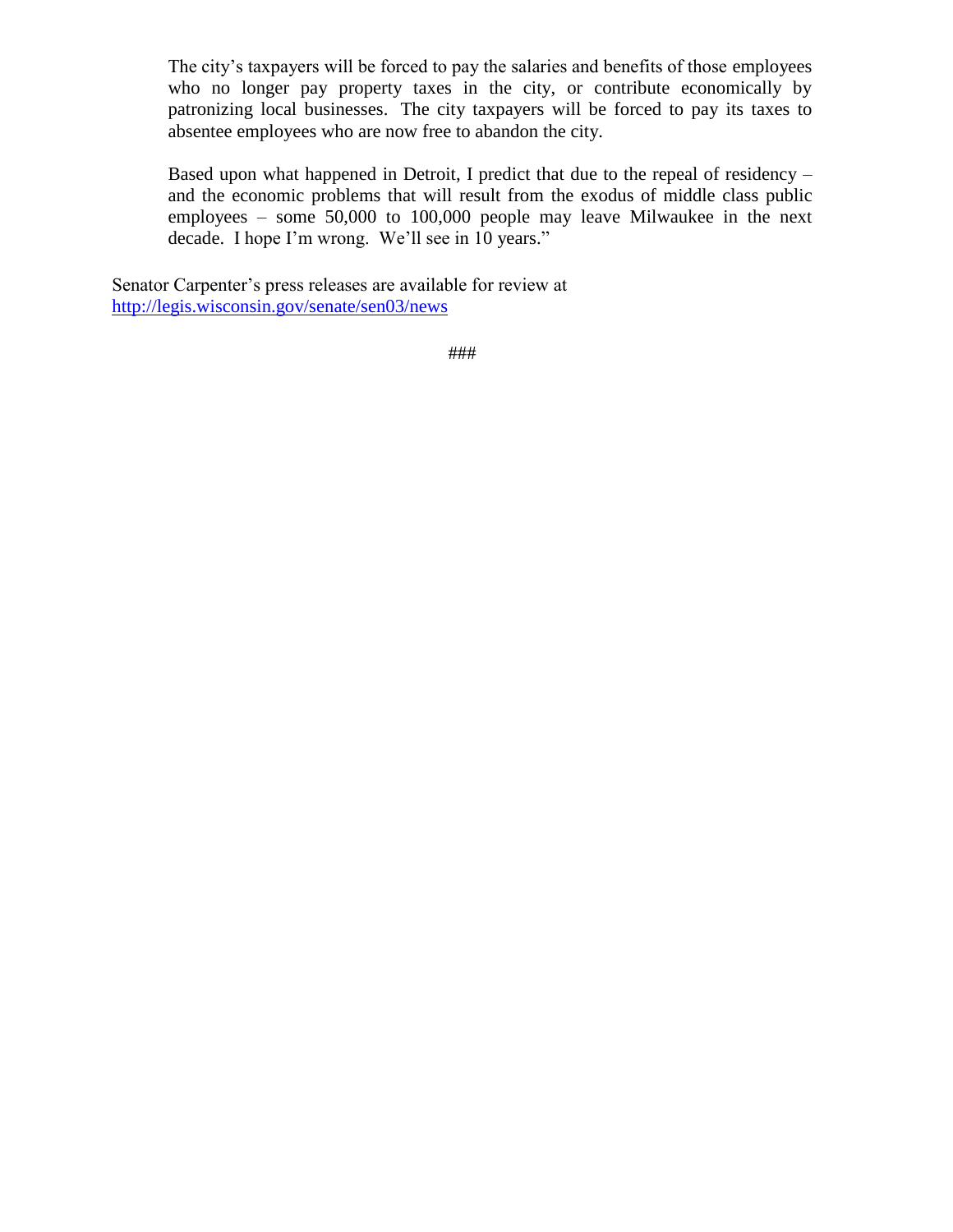The city's taxpayers will be forced to pay the salaries and benefits of those employees who no longer pay property taxes in the city, or contribute economically by patronizing local businesses. The city taxpayers will be forced to pay its taxes to absentee employees who are now free to abandon the city.

Based upon what happened in Detroit, I predict that due to the repeal of residency – and the economic problems that will result from the exodus of middle class public employees – some 50,000 to 100,000 people may leave Milwaukee in the next decade. I hope I'm wrong. We'll see in 10 years."

Senator Carpenter's press releases are available for review at [http://legis.wisconsin.gov/senate/sen03/news](http://legis.wisconsin.gov/senate/sen03/news)

###